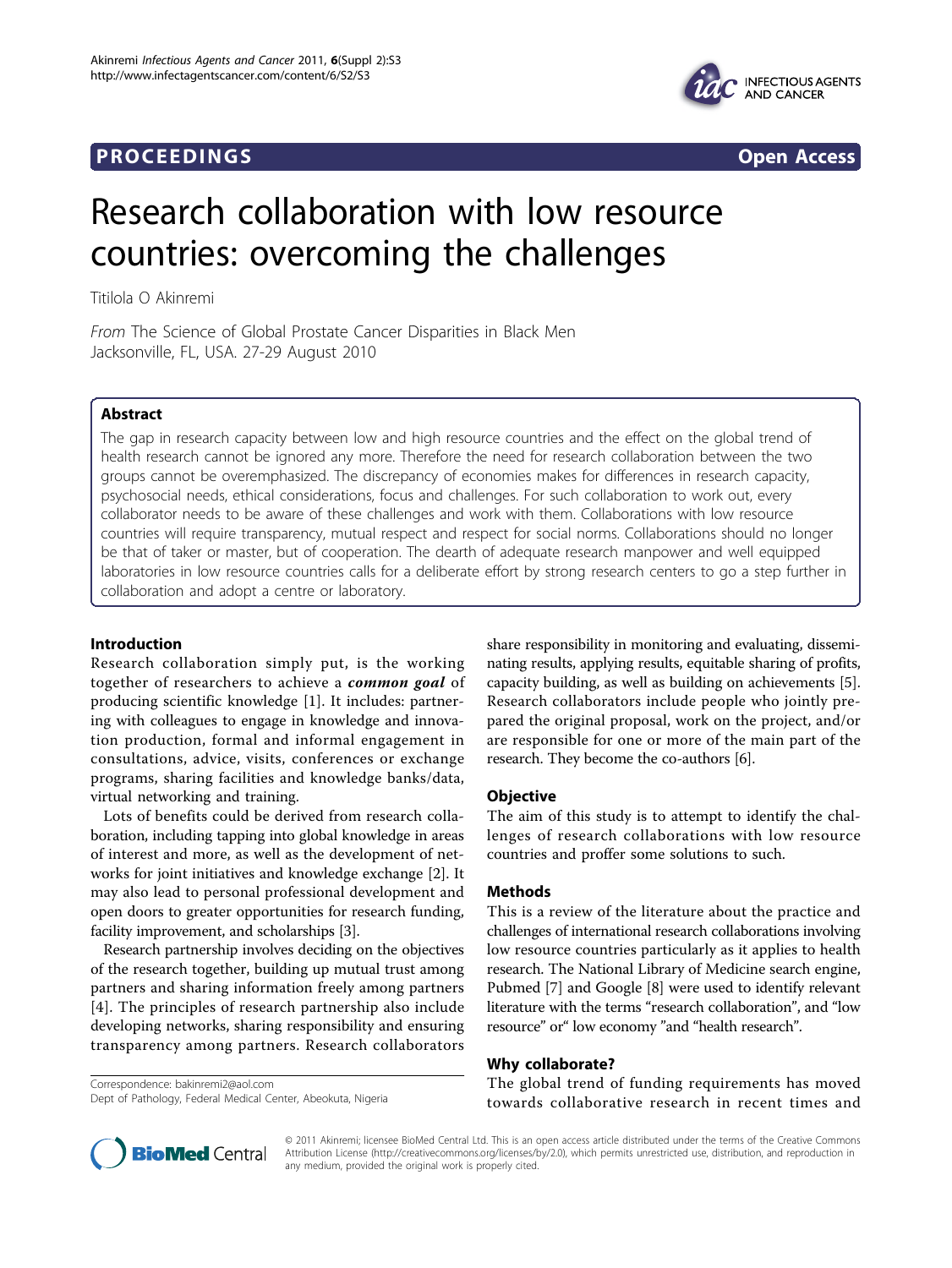**PROCEEDINGS** **Open Access**

# Research collaboration with low resource countries: overcoming the challenges

Titilola O Akinremi

*From* The Science of Global Prostate Cancer Disparities in Black Men
Jacksonville, FL, USA. 27-29 August 2010

## Abstract

The gap in research capacity between low and high resource countries and the effect on the global trend of health research cannot be ignored any more. Therefore the need for research collaboration between the two groups cannot be overemphasized. The discrepancy of economies makes for differences in research capacity, psychosocial needs, ethical considerations, focus and challenges. For such collaboration to work out, every collaborator needs to be aware of these challenges and work with them. Collaborations with low resource countries will require transparency, mutual respect and respect for social norms. Collaborations should no longer be that of taker or master, but of cooperation. The dearth of adequate research manpower and well equipped laboratories in low resource countries calls for a deliberate effort by strong research centers to go a step further in collaboration and adopt a centre or laboratory.

## Introduction

Research collaboration simply put, is the working together of researchers to achieve a ***common goal*** of producing scientific knowledge [1]. It includes: partnering with colleagues to engage in knowledge and innovation production, formal and informal engagement in consultations, advice, visits, conferences or exchange programs, sharing facilities and knowledge banks/data, virtual networking and training.

Lots of benefits could be derived from research collaboration, including tapping into global knowledge in areas of interest and more, as well as the development of networks for joint initiatives and knowledge exchange [2]. It may also lead to personal professional development and open doors to greater opportunities for research funding, facility improvement, and scholarships [3].

Research partnership involves deciding on the objectives of the research together, building up mutual trust among partners and sharing information freely among partners [4]. The principles of research partnership also include developing networks, sharing responsibility and ensuring transparency among partners. Research collaborators share responsibility in monitoring and evaluating, disseminating results, applying results, equitable sharing of profits, capacity building, as well as building on achievements [5]. Research collaborators include people who jointly prepared the original proposal, work on the project, and/or are responsible for one or more of the main part of the research. They become the co-authors [6].

## Objective

The aim of this study is to attempt to identify the challenges of research collaborations with low resource countries and proffer some solutions to such.

## Methods

This is a review of the literature about the practice and challenges of international research collaborations involving low resource countries particularly as it applies to health research. The National Library of Medicine search engine, Pubmed [7] and Google [8] were used to identify relevant literature with the terms "research collaboration", and "low resource" or" low economy "and "health research".

## Why collaborate?

The global trend of funding requirements has moved towards collaborative research in recent times and

Correspondence: bakinremi2@aol.com
Dept of Pathology, Federal Medical Center, Abeokuta, Nigeria

© 2011 Akinremi; licensee BioMed Central Ltd. This is an open access article distributed under the terms of the Creative Commons Attribution License (http://creativecommons.org/licenses/by/2.0), which permits unrestricted use, distribution, and reproduction in any medium, provided the original work is properly cited.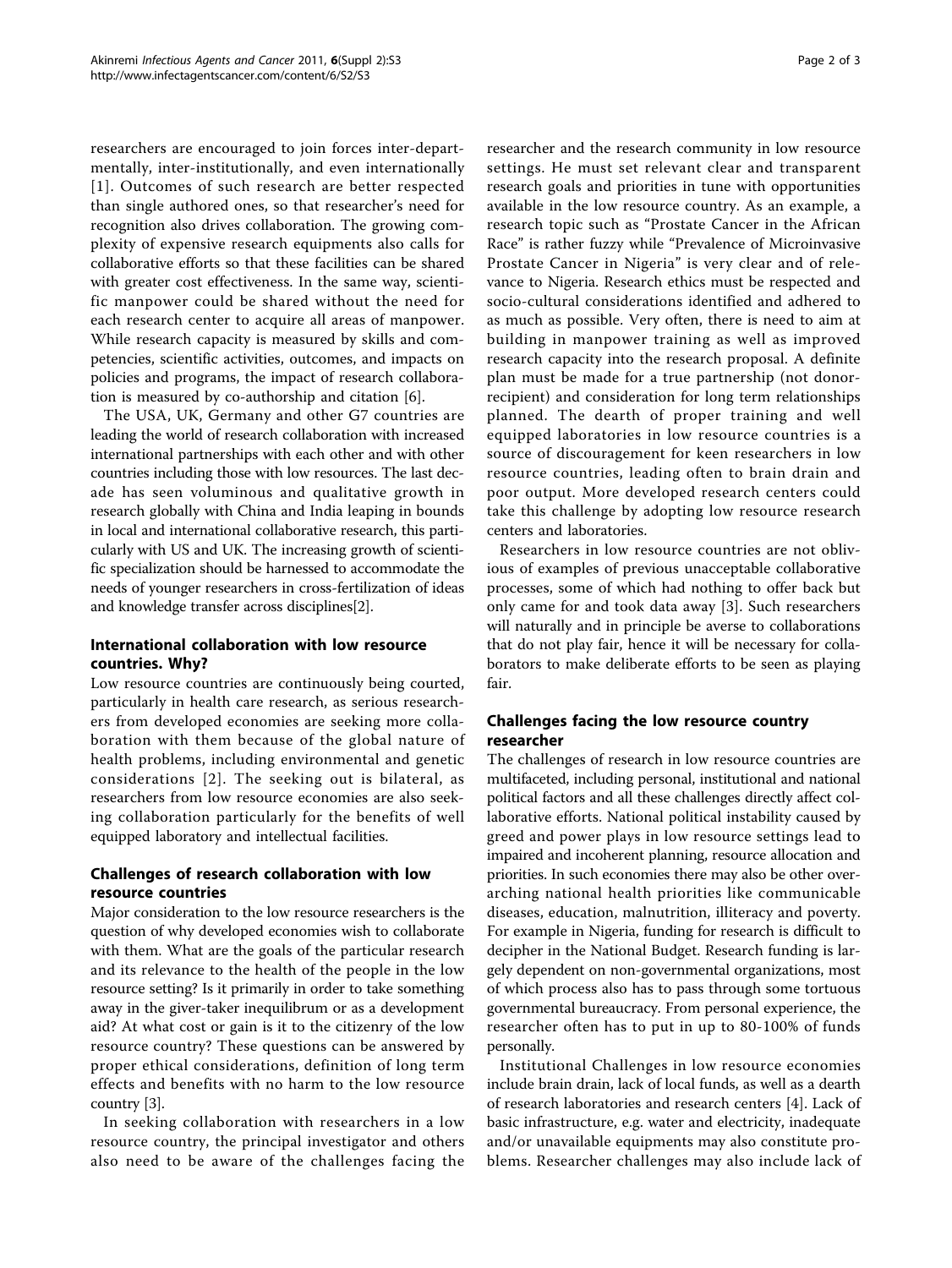researchers are encouraged to join forces inter-departmentally, inter-institutionally, and even internationally [1]. Outcomes of such research are better respected than single authored ones, so that researcher's need for recognition also drives collaboration. The growing complexity of expensive research equipments also calls for collaborative efforts so that these facilities can be shared with greater cost effectiveness. In the same way, scientific manpower could be shared without the need for each research center to acquire all areas of manpower. While research capacity is measured by skills and competencies, scientific activities, outcomes, and impacts on policies and programs, the impact of research collaboration is measured by co-authorship and citation [6].

The USA, UK, Germany and other G7 countries are leading the world of research collaboration with increased international partnerships with each other and with other countries including those with low resources. The last decade has seen voluminous and qualitative growth in research globally with China and India leaping in bounds in local and international collaborative research, this particularly with US and UK. The increasing growth of scientific specialization should be harnessed to accommodate the needs of younger researchers in cross-fertilization of ideas and knowledge transfer across disciplines[2].

## International collaboration with low resource countries. Why?

Low resource countries are continuously being courted, particularly in health care research, as serious researchers from developed economies are seeking more collaboration with them because of the global nature of health problems, including environmental and genetic considerations [2]. The seeking out is bilateral, as researchers from low resource economies are also seeking collaboration particularly for the benefits of well equipped laboratory and intellectual facilities.

## Challenges of research collaboration with low resource countries

Major consideration to the low resource researchers is the question of why developed economies wish to collaborate with them. What are the goals of the particular research and its relevance to the health of the people in the low resource setting? Is it primarily in order to take something away in the giver-taker inequilibrum or as a development aid? At what cost or gain is it to the citizenry of the low resource country? These questions can be answered by proper ethical considerations, definition of long term effects and benefits with no harm to the low resource country [3].

In seeking collaboration with researchers in a low resource country, the principal investigator and others also need to be aware of the challenges facing the researcher and the research community in low resource settings. He must set relevant clear and transparent research goals and priorities in tune with opportunities available in the low resource country. As an example, a research topic such as "Prostate Cancer in the African Race" is rather fuzzy while "Prevalence of Microinvasive Prostate Cancer in Nigeria" is very clear and of relevance to Nigeria. Research ethics must be respected and socio-cultural considerations identified and adhered to as much as possible. Very often, there is need to aim at building in manpower training as well as improved research capacity into the research proposal. A definite plan must be made for a true partnership (not donor-recipient) and consideration for long term relationships planned. The dearth of proper training and well equipped laboratories in low resource countries is a source of discouragement for keen researchers in low resource countries, leading often to brain drain and poor output. More developed research centers could take this challenge by adopting low resource research centers and laboratories.

Researchers in low resource countries are not oblivious of examples of previous unacceptable collaborative processes, some of which had nothing to offer back but only came for and took data away [3]. Such researchers will naturally and in principle be averse to collaborations that do not play fair, hence it will be necessary for collaborators to make deliberate efforts to be seen as playing fair.

## Challenges facing the low resource country researcher

The challenges of research in low resource countries are multifaceted, including personal, institutional and national political factors and all these challenges directly affect collaborative efforts. National political instability caused by greed and power plays in low resource settings lead to impaired and incoherent planning, resource allocation and priorities. In such economies there may also be other overarching national health priorities like communicable diseases, education, malnutrition, illiteracy and poverty. For example in Nigeria, funding for research is difficult to decipher in the National Budget. Research funding is largely dependent on non-governmental organizations, most of which process also has to pass through some tortuous governmental bureaucracy. From personal experience, the researcher often has to put in up to 80-100% of funds personally.

Institutional Challenges in low resource economies include brain drain, lack of local funds, as well as a dearth of research laboratories and research centers [4]. Lack of basic infrastructure, e.g. water and electricity, inadequate and/or unavailable equipments may also constitute problems. Researcher challenges may also include lack of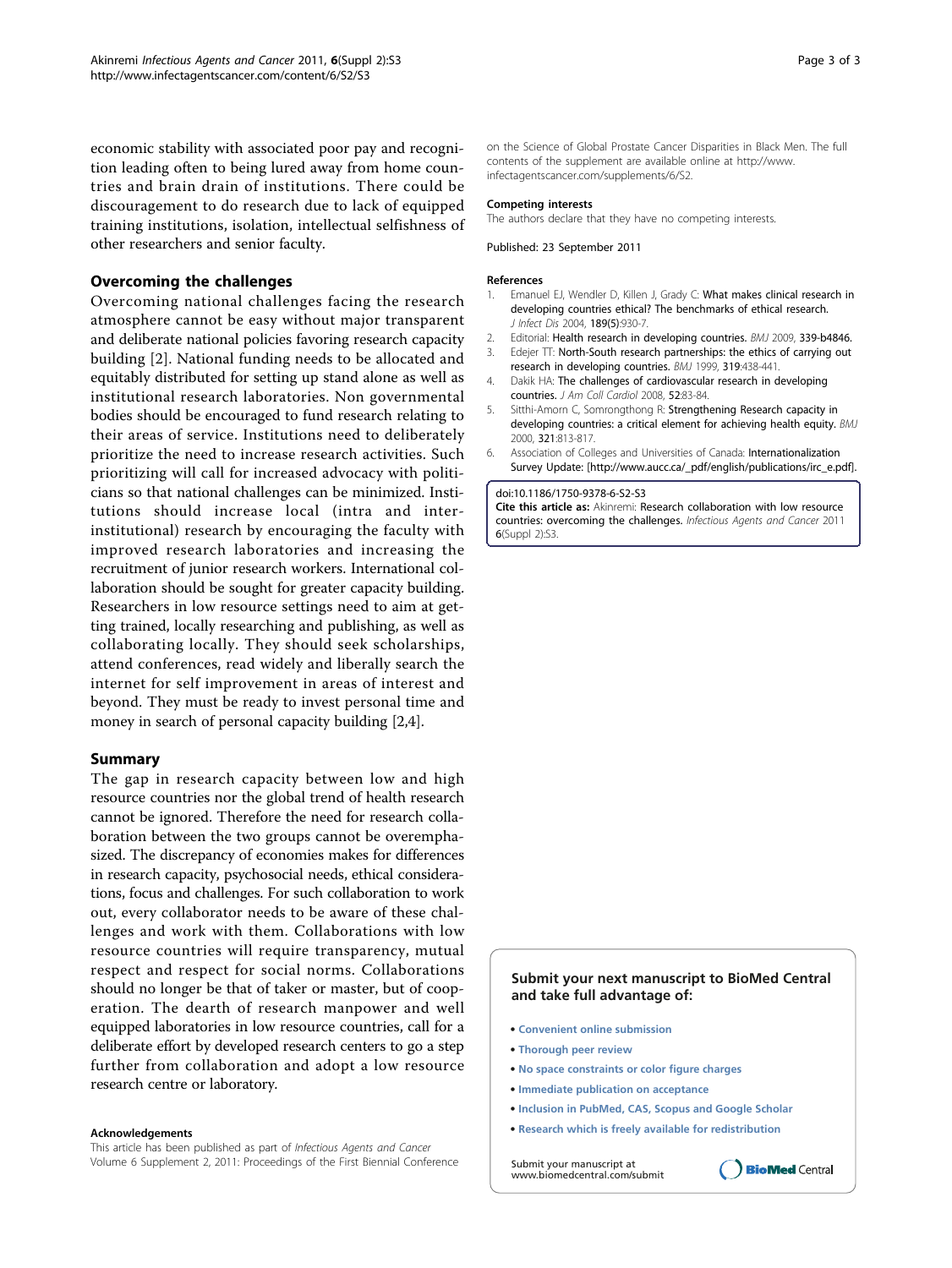economic stability with associated poor pay and recognition leading often to being lured away from home countries and brain drain of institutions. There could be discouragement to do research due to lack of equipped training institutions, isolation, intellectual selfishness of other researchers and senior faculty.

## Overcoming the challenges

Overcoming national challenges facing the research atmosphere cannot be easy without major transparent and deliberate national policies favoring research capacity building [2]. National funding needs to be allocated and equitably distributed for setting up stand alone as well as institutional research laboratories. Non governmental bodies should be encouraged to fund research relating to their areas of service. Institutions need to deliberately prioritize the need to increase research activities. Such prioritizing will call for increased advocacy with politicians so that national challenges can be minimized. Institutions should increase local (intra and inter-institutional) research by encouraging the faculty with improved research laboratories and increasing the recruitment of junior research workers. International collaboration should be sought for greater capacity building. Researchers in low resource settings need to aim at getting trained, locally researching and publishing, as well as collaborating locally. They should seek scholarships, attend conferences, read widely and liberally search the internet for self improvement in areas of interest and beyond. They must be ready to invest personal time and money in search of personal capacity building [2,4].

## Summary

The gap in research capacity between low and high resource countries nor the global trend of health research cannot be ignored. Therefore the need for research collaboration between the two groups cannot be overemphasized. The discrepancy of economies makes for differences in research capacity, psychosocial needs, ethical considerations, focus and challenges. For such collaboration to work out, every collaborator needs to be aware of these challenges and work with them. Collaborations with low resource countries will require transparency, mutual respect and respect for social norms. Collaborations should no longer be that of taker or master, but of cooperation. The dearth of research manpower and well equipped laboratories in low resource countries, call for a deliberate effort by developed research centers to go a step further from collaboration and adopt a low resource research centre or laboratory.

#### Acknowledgements

This article has been published as part of *Infectious Agents and Cancer* Volume 6 Supplement 2, 2011: Proceedings of the First Biennial Conference on the Science of Global Prostate Cancer Disparities in Black Men. The full contents of the supplement are available online at http://www.infectagentscancer.com/supplements/6/S2.

#### Competing interests

The authors declare that they have no competing interests.

Published: 23 September 2011

#### References

1. Emanuel EJ, Wendler D, Killen J, Grady C: **What makes clinical research in developing countries ethical? The benchmarks of ethical research.** *J Infect Dis* 2004, **189(5)**:930-7.
2. Editorial: **Health research in developing countries.** *BMJ* 2009, **339-b4846.**
3. Edejer TT: **North-South research partnerships: the ethics of carrying out research in developing countries.** *BMJ* 1999, **319**:438-441.
4. Dakik HA: **The challenges of cardiovascular research in developing countries.** *J Am Coll Cardiol* 2008, **52**:83-84.
5. Sitthi-Amorn C, Somrongthong R: **Strengthening Research capacity in developing countries: a critical element for achieving health equity.** *BMJ* 2000, **321**:813-817.
6. Association of Colleges and Universities of Canada: **Internationalization** Survey Update: [http://www.aucc.ca/_pdf/english/publications/irc_e.pdf].

doi:10.1186/1750-9378-6-S2-S3
**Cite this article as:** Akinremi: Research collaboration with low resource countries: overcoming the challenges. *Infectious Agents and Cancer* 2011 **6**(Suppl 2):S3.

**Submit your next manuscript to BioMed Central and take full advantage of:**

- Convenient online submission
- Thorough peer review
- No space constraints or color figure charges
- Immediate publication on acceptance
- Inclusion in PubMed, CAS, Scopus and Google Scholar
- Research which is freely available for redistribution

Submit your manuscript at www.biomedcentral.com/submit

BioMed Central